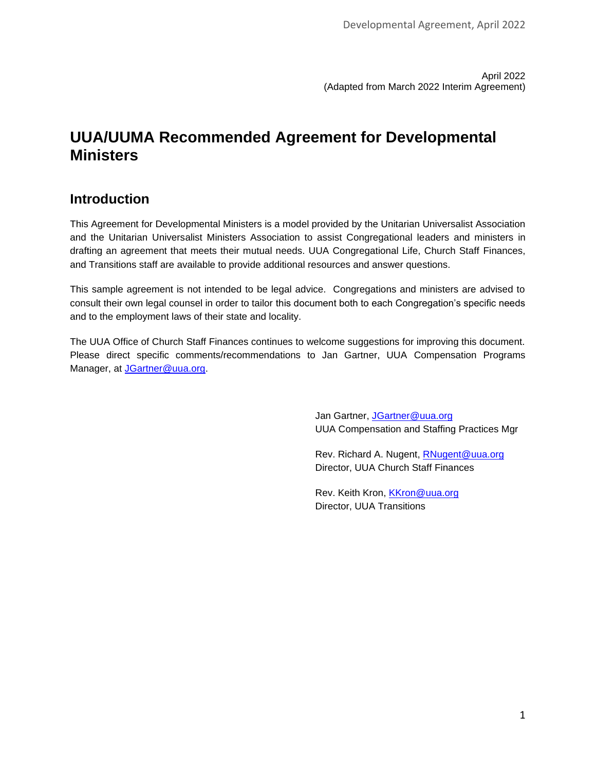April 2022
(Adapted from March 2022 Interim Agreement)

# UUA/UUMA Recommended Agreement for Developmental Ministers

## Introduction

This Agreement for Developmental Ministers is a model provided by the Unitarian Universalist Association and the Unitarian Universalist Ministers Association to assist Congregational leaders and ministers in drafting an agreement that meets their mutual needs. UUA Congregational Life, Church Staff Finances, and Transitions staff are available to provide additional resources and answer questions.

This sample agreement is not intended to be legal advice. Congregations and ministers are advised to consult their own legal counsel in order to tailor this document both to each Congregation's specific needs and to the employment laws of their state and locality.

The UUA Office of Church Staff Finances continues to welcome suggestions for improving this document. Please direct specific comments/recommendations to Jan Gartner, UUA Compensation Programs Manager, at JGartner@uua.org.

Jan Gartner, JGartner@uua.org
UUA Compensation and Staffing Practices Mgr

Rev. Richard A. Nugent, RNugent@uua.org
Director, UUA Church Staff Finances

Rev. Keith Kron, KKron@uua.org
Director, UUA Transitions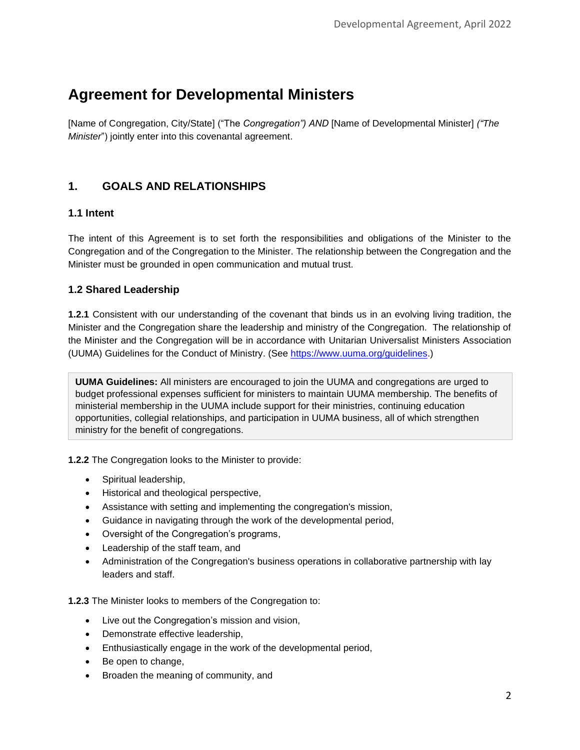# Agreement for Developmental Ministers

[Name of Congregation, City/State] ("The *Congregation") AND* [Name of Developmental Minister] *("The Minister*") jointly enter into this covenantal agreement.

## 1. GOALS AND RELATIONSHIPS

### 1.1 Intent

The intent of this Agreement is to set forth the responsibilities and obligations of the Minister to the Congregation and of the Congregation to the Minister. The relationship between the Congregation and the Minister must be grounded in open communication and mutual trust.

### 1.2 Shared Leadership

**1.2.1** Consistent with our understanding of the covenant that binds us in an evolving living tradition, the Minister and the Congregation share the leadership and ministry of the Congregation. The relationship of the Minister and the Congregation will be in accordance with Unitarian Universalist Ministers Association (UUMA) Guidelines for the Conduct of Ministry. (See https://www.uuma.org/guidelines.)

> **UUMA Guidelines:** All ministers are encouraged to join the UUMA and congregations are urged to budget professional expenses sufficient for ministers to maintain UUMA membership. The benefits of ministerial membership in the UUMA include support for their ministries, continuing education opportunities, collegial relationships, and participation in UUMA business, all of which strengthen ministry for the benefit of congregations.

**1.2.2** The Congregation looks to the Minister to provide:

- Spiritual leadership,
- Historical and theological perspective,
- Assistance with setting and implementing the congregation's mission,
- Guidance in navigating through the work of the developmental period,
- Oversight of the Congregation's programs,
- Leadership of the staff team, and
- Administration of the Congregation's business operations in collaborative partnership with lay leaders and staff.

**1.2.3** The Minister looks to members of the Congregation to:

- Live out the Congregation's mission and vision,
- Demonstrate effective leadership,
- Enthusiastically engage in the work of the developmental period,
- Be open to change,
- Broaden the meaning of community, and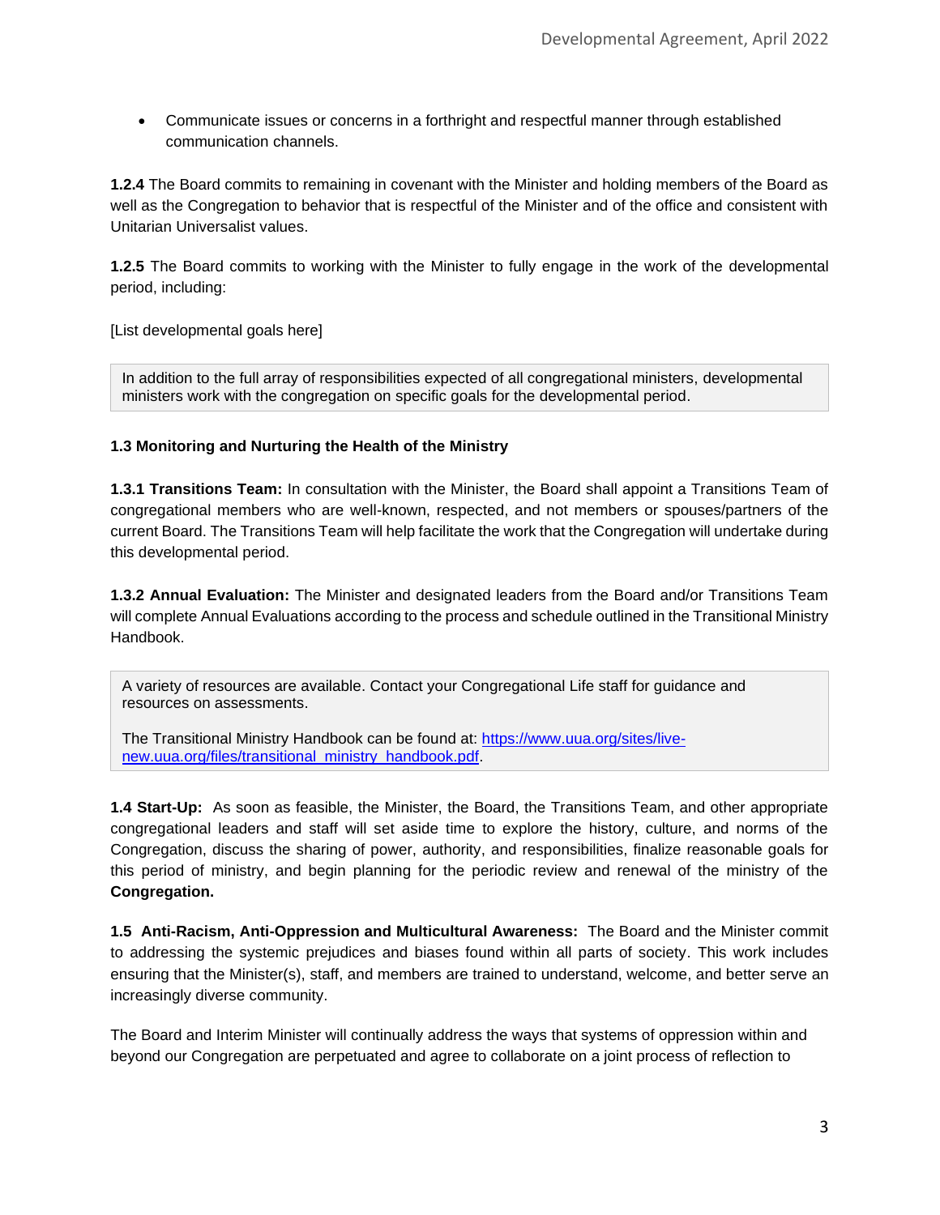- Communicate issues or concerns in a forthright and respectful manner through established communication channels.

**1.2.4** The Board commits to remaining in covenant with the Minister and holding members of the Board as well as the Congregation to behavior that is respectful of the Minister and of the office and consistent with Unitarian Universalist values.

**1.2.5** The Board commits to working with the Minister to fully engage in the work of the developmental period, including:

[List developmental goals here]

> In addition to the full array of responsibilities expected of all congregational ministers, developmental ministers work with the congregation on specific goals for the developmental period.

**1.3 Monitoring and Nurturing the Health of the Ministry**

**1.3.1 Transitions Team:** In consultation with the Minister, the Board shall appoint a Transitions Team of congregational members who are well-known, respected, and not members or spouses/partners of the current Board. The Transitions Team will help facilitate the work that the Congregation will undertake during this developmental period.

**1.3.2 Annual Evaluation:** The Minister and designated leaders from the Board and/or Transitions Team will complete Annual Evaluations according to the process and schedule outlined in the Transitional Ministry Handbook.

> A variety of resources are available. Contact your Congregational Life staff for guidance and resources on assessments.
>
> The Transitional Ministry Handbook can be found at: [https://www.uua.org/sites/live-new.uua.org/files/transitional_ministry_handbook.pdf](https://www.uua.org/sites/live-new.uua.org/files/transitional_ministry_handbook.pdf).

**1.4 Start-Up:** As soon as feasible, the Minister, the Board, the Transitions Team, and other appropriate congregational leaders and staff will set aside time to explore the history, culture, and norms of the Congregation, discuss the sharing of power, authority, and responsibilities, finalize reasonable goals for this period of ministry, and begin planning for the periodic review and renewal of the ministry of the **Congregation.**

**1.5 Anti-Racism, Anti-Oppression and Multicultural Awareness:** The Board and the Minister commit to addressing the systemic prejudices and biases found within all parts of society. This work includes ensuring that the Minister(s), staff, and members are trained to understand, welcome, and better serve an increasingly diverse community.

The Board and Interim Minister will continually address the ways that systems of oppression within and beyond our Congregation are perpetuated and agree to collaborate on a joint process of reflection to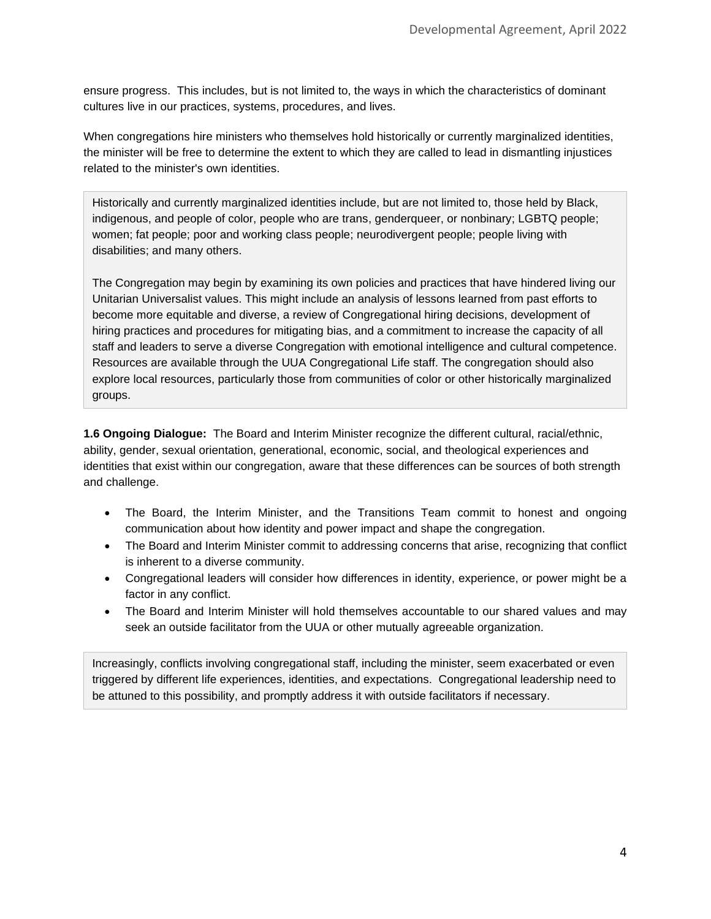ensure progress. This includes, but is not limited to, the ways in which the characteristics of dominant cultures live in our practices, systems, procedures, and lives.

When congregations hire ministers who themselves hold historically or currently marginalized identities, the minister will be free to determine the extent to which they are called to lead in dismantling injustices related to the minister's own identities.

> Historically and currently marginalized identities include, but are not limited to, those held by Black, indigenous, and people of color, people who are trans, genderqueer, or nonbinary; LGBTQ people; women; fat people; poor and working class people; neurodivergent people; people living with disabilities; and many others.
>
> The Congregation may begin by examining its own policies and practices that have hindered living our Unitarian Universalist values. This might include an analysis of lessons learned from past efforts to become more equitable and diverse, a review of Congregational hiring decisions, development of hiring practices and procedures for mitigating bias, and a commitment to increase the capacity of all staff and leaders to serve a diverse Congregation with emotional intelligence and cultural competence. Resources are available through the UUA Congregational Life staff. The congregation should also explore local resources, particularly those from communities of color or other historically marginalized groups.

**1.6 Ongoing Dialogue:** The Board and Interim Minister recognize the different cultural, racial/ethnic, ability, gender, sexual orientation, generational, economic, social, and theological experiences and identities that exist within our congregation, aware that these differences can be sources of both strength and challenge.

- The Board, the Interim Minister, and the Transitions Team commit to honest and ongoing communication about how identity and power impact and shape the congregation.
- The Board and Interim Minister commit to addressing concerns that arise, recognizing that conflict is inherent to a diverse community.
- Congregational leaders will consider how differences in identity, experience, or power might be a factor in any conflict.
- The Board and Interim Minister will hold themselves accountable to our shared values and may seek an outside facilitator from the UUA or other mutually agreeable organization.

> Increasingly, conflicts involving congregational staff, including the minister, seem exacerbated or even triggered by different life experiences, identities, and expectations. Congregational leadership need to be attuned to this possibility, and promptly address it with outside facilitators if necessary.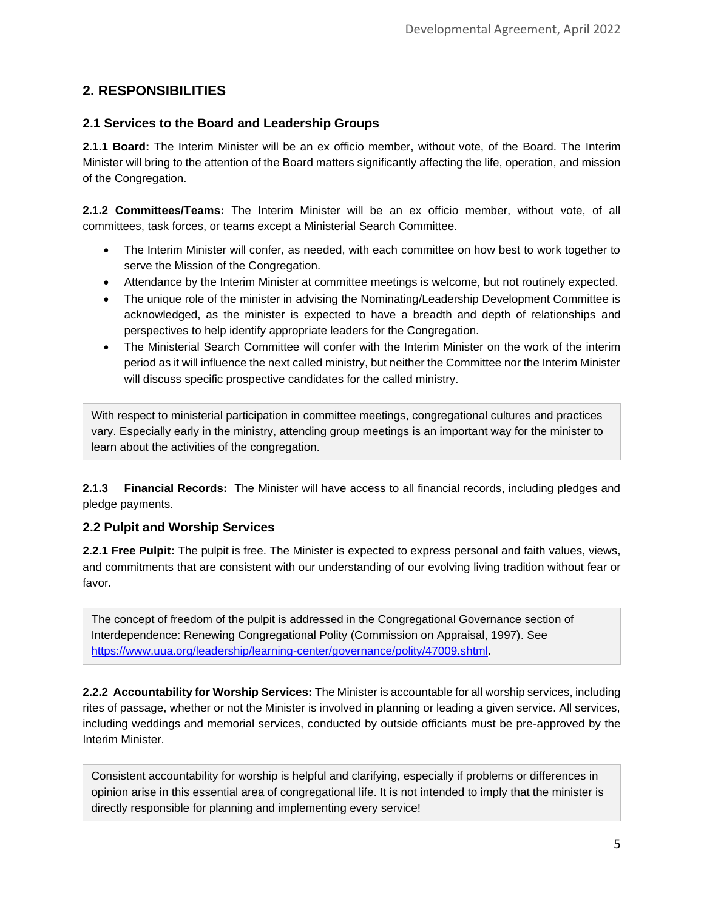## 2. RESPONSIBILITIES

### 2.1 Services to the Board and Leadership Groups

**2.1.1 Board:** The Interim Minister will be an ex officio member, without vote, of the Board. The Interim Minister will bring to the attention of the Board matters significantly affecting the life, operation, and mission of the Congregation.

**2.1.2 Committees/Teams:** The Interim Minister will be an ex officio member, without vote, of all committees, task forces, or teams except a Ministerial Search Committee.

- The Interim Minister will confer, as needed, with each committee on how best to work together to serve the Mission of the Congregation.
- Attendance by the Interim Minister at committee meetings is welcome, but not routinely expected.
- The unique role of the minister in advising the Nominating/Leadership Development Committee is acknowledged, as the minister is expected to have a breadth and depth of relationships and perspectives to help identify appropriate leaders for the Congregation.
- The Ministerial Search Committee will confer with the Interim Minister on the work of the interim period as it will influence the next called ministry, but neither the Committee nor the Interim Minister will discuss specific prospective candidates for the called ministry.

> With respect to ministerial participation in committee meetings, congregational cultures and practices vary. Especially early in the ministry, attending group meetings is an important way for the minister to learn about the activities of the congregation.

**2.1.3 Financial Records:** The Minister will have access to all financial records, including pledges and pledge payments.

### 2.2 Pulpit and Worship Services

**2.2.1 Free Pulpit:** The pulpit is free. The Minister is expected to express personal and faith values, views, and commitments that are consistent with our understanding of our evolving living tradition without fear or favor.

> The concept of freedom of the pulpit is addressed in the Congregational Governance section of Interdependence: Renewing Congregational Polity (Commission on Appraisal, 1997). See [https://www.uua.org/leadership/learning-center/governance/polity/47009.shtml](https://www.uua.org/leadership/learning-center/governance/polity/47009.shtml).

**2.2.2 Accountability for Worship Services:** The Minister is accountable for all worship services, including rites of passage, whether or not the Minister is involved in planning or leading a given service. All services, including weddings and memorial services, conducted by outside officiants must be pre-approved by the Interim Minister.

> Consistent accountability for worship is helpful and clarifying, especially if problems or differences in opinion arise in this essential area of congregational life. It is not intended to imply that the minister is directly responsible for planning and implementing every service!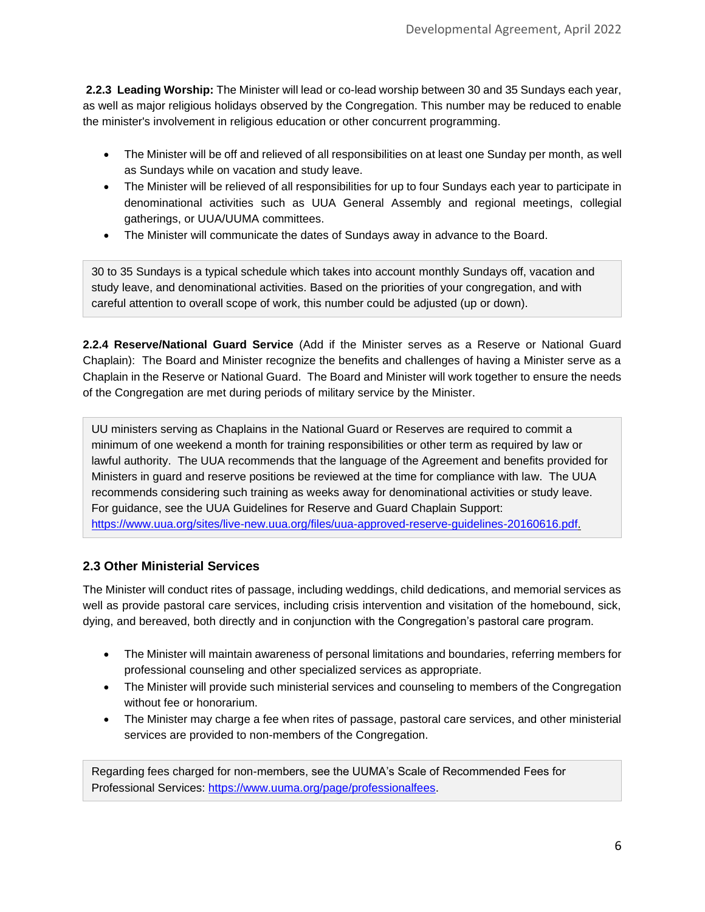**2.2.3 Leading Worship:** The Minister will lead or co-lead worship between 30 and 35 Sundays each year, as well as major religious holidays observed by the Congregation. This number may be reduced to enable the minister's involvement in religious education or other concurrent programming.

- The Minister will be off and relieved of all responsibilities on at least one Sunday per month, as well as Sundays while on vacation and study leave.
- The Minister will be relieved of all responsibilities for up to four Sundays each year to participate in denominational activities such as UUA General Assembly and regional meetings, collegial gatherings, or UUA/UUMA committees.
- The Minister will communicate the dates of Sundays away in advance to the Board.

> 30 to 35 Sundays is a typical schedule which takes into account monthly Sundays off, vacation and study leave, and denominational activities. Based on the priorities of your congregation, and with careful attention to overall scope of work, this number could be adjusted (up or down).

**2.2.4 Reserve/National Guard Service** (Add if the Minister serves as a Reserve or National Guard Chaplain): The Board and Minister recognize the benefits and challenges of having a Minister serve as a Chaplain in the Reserve or National Guard. The Board and Minister will work together to ensure the needs of the Congregation are met during periods of military service by the Minister.

> UU ministers serving as Chaplains in the National Guard or Reserves are required to commit a minimum of one weekend a month for training responsibilities or other term as required by law or lawful authority. The UUA recommends that the language of the Agreement and benefits provided for Ministers in guard and reserve positions be reviewed at the time for compliance with law. The UUA recommends considering such training as weeks away for denominational activities or study leave. For guidance, see the UUA Guidelines for Reserve and Guard Chaplain Support: https://www.uua.org/sites/live-new.uua.org/files/uua-approved-reserve-guidelines-20160616.pdf.

## 2.3 Other Ministerial Services

The Minister will conduct rites of passage, including weddings, child dedications, and memorial services as well as provide pastoral care services, including crisis intervention and visitation of the homebound, sick, dying, and bereaved, both directly and in conjunction with the Congregation's pastoral care program.

- The Minister will maintain awareness of personal limitations and boundaries, referring members for professional counseling and other specialized services as appropriate.
- The Minister will provide such ministerial services and counseling to members of the Congregation without fee or honorarium.
- The Minister may charge a fee when rites of passage, pastoral care services, and other ministerial services are provided to non-members of the Congregation.

> Regarding fees charged for non-members, see the UUMA's Scale of Recommended Fees for Professional Services: https://www.uuma.org/page/professionalfees.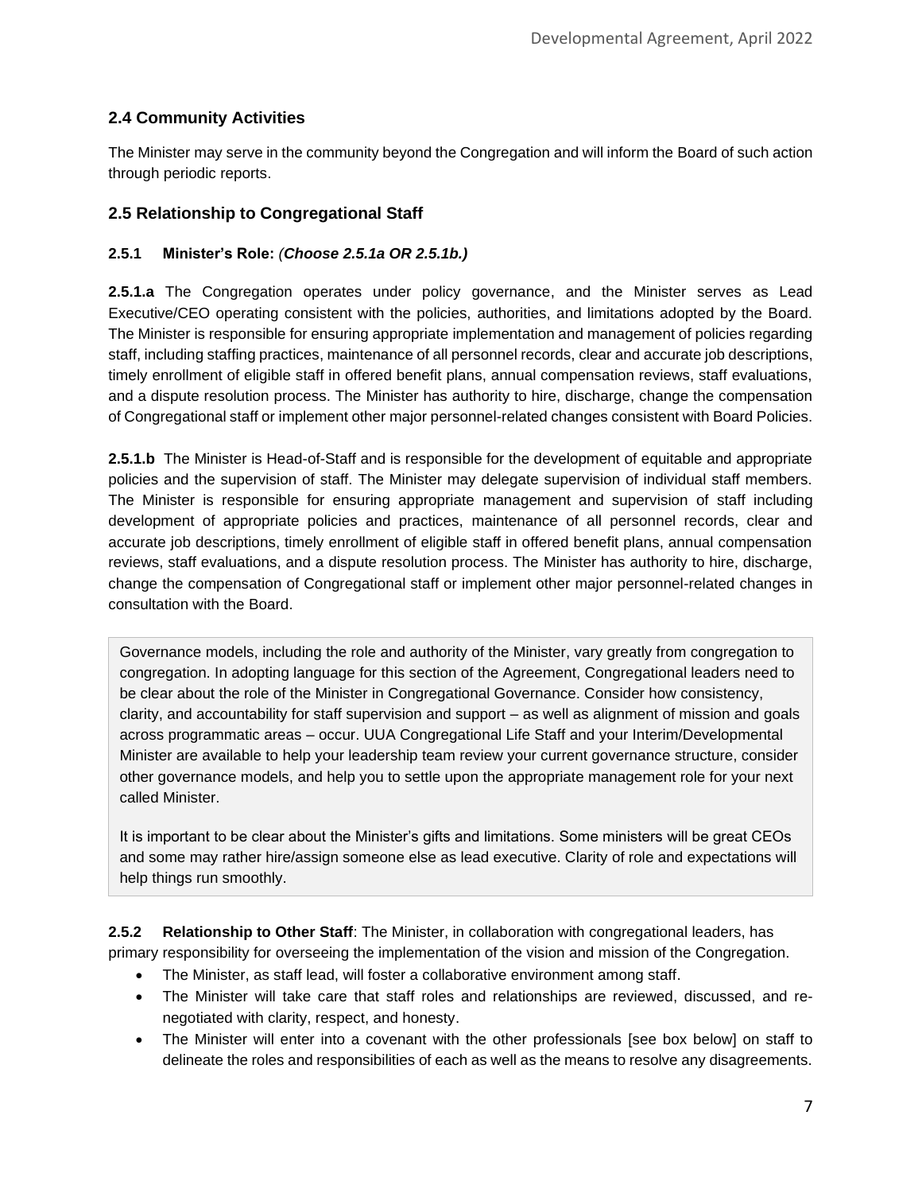## 2.4 Community Activities

The Minister may serve in the community beyond the Congregation and will inform the Board of such action through periodic reports.

## 2.5 Relationship to Congregational Staff

### 2.5.1 Minister's Role: *(Choose 2.5.1a OR 2.5.1b.)*

**2.5.1.a** The Congregation operates under policy governance, and the Minister serves as Lead Executive/CEO operating consistent with the policies, authorities, and limitations adopted by the Board. The Minister is responsible for ensuring appropriate implementation and management of policies regarding staff, including staffing practices, maintenance of all personnel records, clear and accurate job descriptions, timely enrollment of eligible staff in offered benefit plans, annual compensation reviews, staff evaluations, and a dispute resolution process. The Minister has authority to hire, discharge, change the compensation of Congregational staff or implement other major personnel-related changes consistent with Board Policies.

**2.5.1.b** The Minister is Head-of-Staff and is responsible for the development of equitable and appropriate policies and the supervision of staff. The Minister may delegate supervision of individual staff members. The Minister is responsible for ensuring appropriate management and supervision of staff including development of appropriate policies and practices, maintenance of all personnel records, clear and accurate job descriptions, timely enrollment of eligible staff in offered benefit plans, annual compensation reviews, staff evaluations, and a dispute resolution process. The Minister has authority to hire, discharge, change the compensation of Congregational staff or implement other major personnel-related changes in consultation with the Board.

> Governance models, including the role and authority of the Minister, vary greatly from congregation to congregation. In adopting language for this section of the Agreement, Congregational leaders need to be clear about the role of the Minister in Congregational Governance. Consider how consistency, clarity, and accountability for staff supervision and support – as well as alignment of mission and goals across programmatic areas – occur. UUA Congregational Life Staff and your Interim/Developmental Minister are available to help your leadership team review your current governance structure, consider other governance models, and help you to settle upon the appropriate management role for your next called Minister.
>
> It is important to be clear about the Minister's gifts and limitations. Some ministers will be great CEOs and some may rather hire/assign someone else as lead executive. Clarity of role and expectations will help things run smoothly.

**2.5.2 Relationship to Other Staff**: The Minister, in collaboration with congregational leaders, has primary responsibility for overseeing the implementation of the vision and mission of the Congregation.

- The Minister, as staff lead, will foster a collaborative environment among staff.
- The Minister will take care that staff roles and relationships are reviewed, discussed, and re-negotiated with clarity, respect, and honesty.
- The Minister will enter into a covenant with the other professionals [see box below] on staff to delineate the roles and responsibilities of each as well as the means to resolve any disagreements.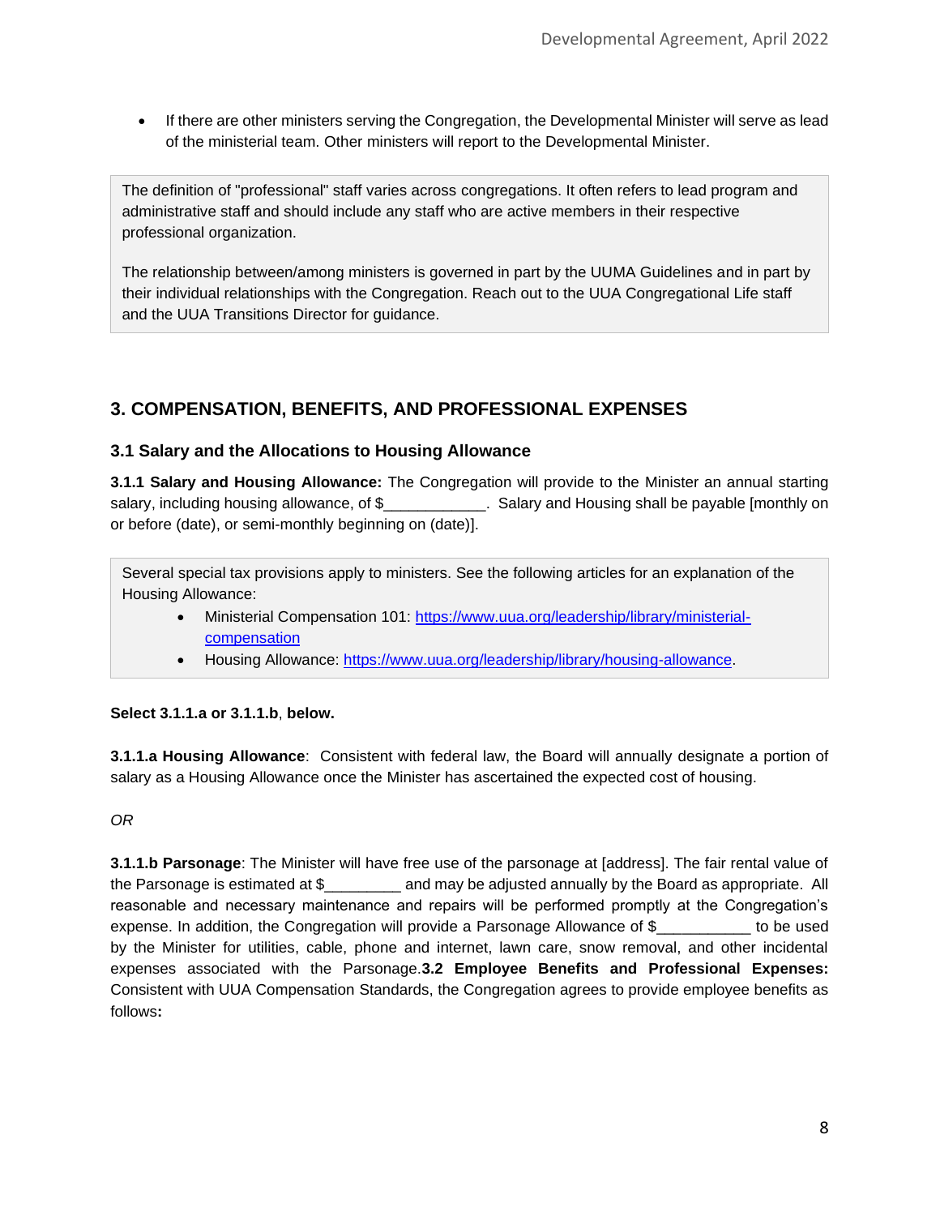- If there are other ministers serving the Congregation, the Developmental Minister will serve as lead of the ministerial team. Other ministers will report to the Developmental Minister.

> The definition of "professional" staff varies across congregations. It often refers to lead program and administrative staff and should include any staff who are active members in their respective professional organization.
>
> The relationship between/among ministers is governed in part by the UUMA Guidelines and in part by their individual relationships with the Congregation. Reach out to the UUA Congregational Life staff and the UUA Transitions Director for guidance.

## 3. COMPENSATION, BENEFITS, AND PROFESSIONAL EXPENSES

### 3.1 Salary and the Allocations to Housing Allowance

**3.1.1 Salary and Housing Allowance:** The Congregation will provide to the Minister an annual starting salary, including housing allowance, of $____________. Salary and Housing shall be payable [monthly on or before (date), or semi-monthly beginning on (date)].

> Several special tax provisions apply to ministers. See the following articles for an explanation of the Housing Allowance:
>
> - Ministerial Compensation 101: [https://www.uua.org/leadership/library/ministerial-compensation](https://www.uua.org/leadership/library/ministerial-compensation)
> - Housing Allowance: [https://www.uua.org/leadership/library/housing-allowance](https://www.uua.org/leadership/library/housing-allowance).

**Select 3.1.1.a or 3.1.1.b, below.**

**3.1.1.a Housing Allowance**: Consistent with federal law, the Board will annually designate a portion of salary as a Housing Allowance once the Minister has ascertained the expected cost of housing.

*OR*

**3.1.1.b Parsonage**: The Minister will have free use of the parsonage at [address]. The fair rental value of the Parsonage is estimated at $_________ and may be adjusted annually by the Board as appropriate. All reasonable and necessary maintenance and repairs will be performed promptly at the Congregation's expense. In addition, the Congregation will provide a Parsonage Allowance of $___________ to be used by the Minister for utilities, cable, phone and internet, lawn care, snow removal, and other incidental expenses associated with the Parsonage.

**3.2 Employee Benefits and Professional Expenses:** Consistent with UUA Compensation Standards, the Congregation agrees to provide employee benefits as follows**:**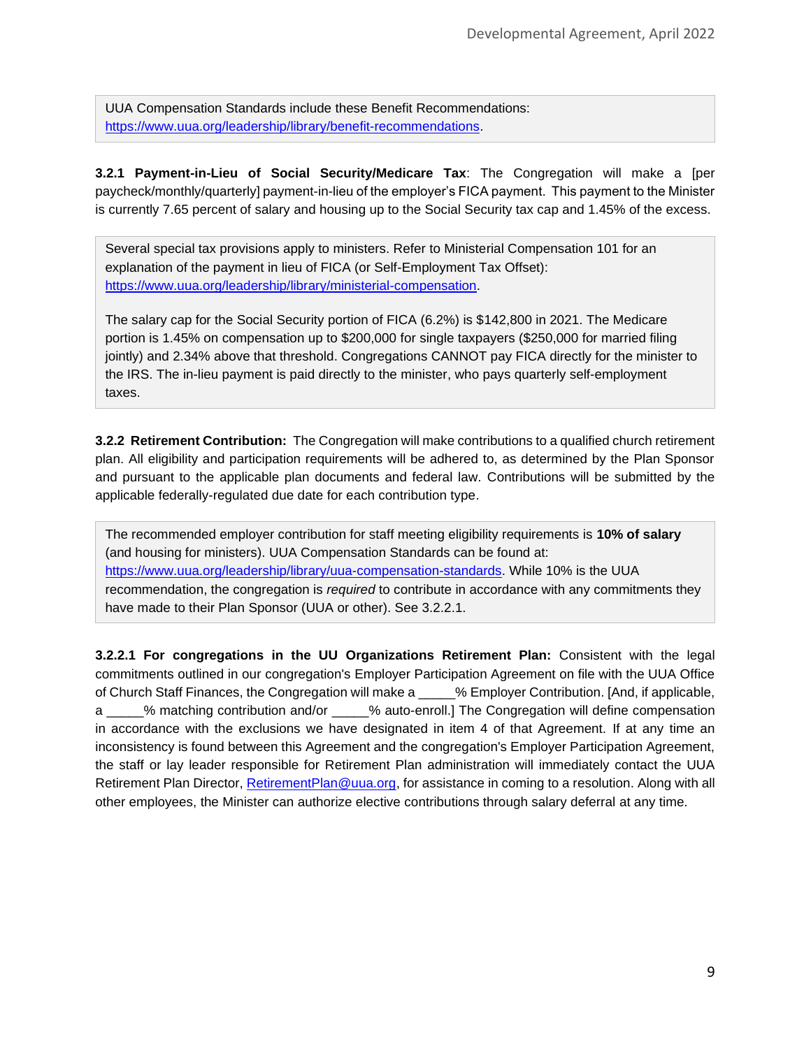> UUA Compensation Standards include these Benefit Recommendations: https://www.uua.org/leadership/library/benefit-recommendations.

**3.2.1 Payment-in-Lieu of Social Security/Medicare Tax**: The Congregation will make a [per paycheck/monthly/quarterly] payment-in-lieu of the employer's FICA payment. This payment to the Minister is currently 7.65 percent of salary and housing up to the Social Security tax cap and 1.45% of the excess.

> Several special tax provisions apply to ministers. Refer to Ministerial Compensation 101 for an explanation of the payment in lieu of FICA (or Self-Employment Tax Offset): https://www.uua.org/leadership/library/ministerial-compensation.
>
> The salary cap for the Social Security portion of FICA (6.2%) is $142,800 in 2021. The Medicare portion is 1.45% on compensation up to $200,000 for single taxpayers ($250,000 for married filing jointly) and 2.34% above that threshold. Congregations CANNOT pay FICA directly for the minister to the IRS. The in-lieu payment is paid directly to the minister, who pays quarterly self-employment taxes.

**3.2.2 Retirement Contribution:** The Congregation will make contributions to a qualified church retirement plan. All eligibility and participation requirements will be adhered to, as determined by the Plan Sponsor and pursuant to the applicable plan documents and federal law. Contributions will be submitted by the applicable federally-regulated due date for each contribution type.

> The recommended employer contribution for staff meeting eligibility requirements is **10% of salary** (and housing for ministers). UUA Compensation Standards can be found at: https://www.uua.org/leadership/library/uua-compensation-standards. While 10% is the UUA recommendation, the congregation is *required* to contribute in accordance with any commitments they have made to their Plan Sponsor (UUA or other). See 3.2.2.1.

**3.2.2.1 For congregations in the UU Organizations Retirement Plan:** Consistent with the legal commitments outlined in our congregation's Employer Participation Agreement on file with the UUA Office of Church Staff Finances, the Congregation will make a _____% Employer Contribution. [And, if applicable, a _____% matching contribution and/or _____% auto-enroll.] The Congregation will define compensation in accordance with the exclusions we have designated in item 4 of that Agreement. If at any time an inconsistency is found between this Agreement and the congregation's Employer Participation Agreement, the staff or lay leader responsible for Retirement Plan administration will immediately contact the UUA Retirement Plan Director, RetirementPlan@uua.org, for assistance in coming to a resolution. Along with all other employees, the Minister can authorize elective contributions through salary deferral at any time.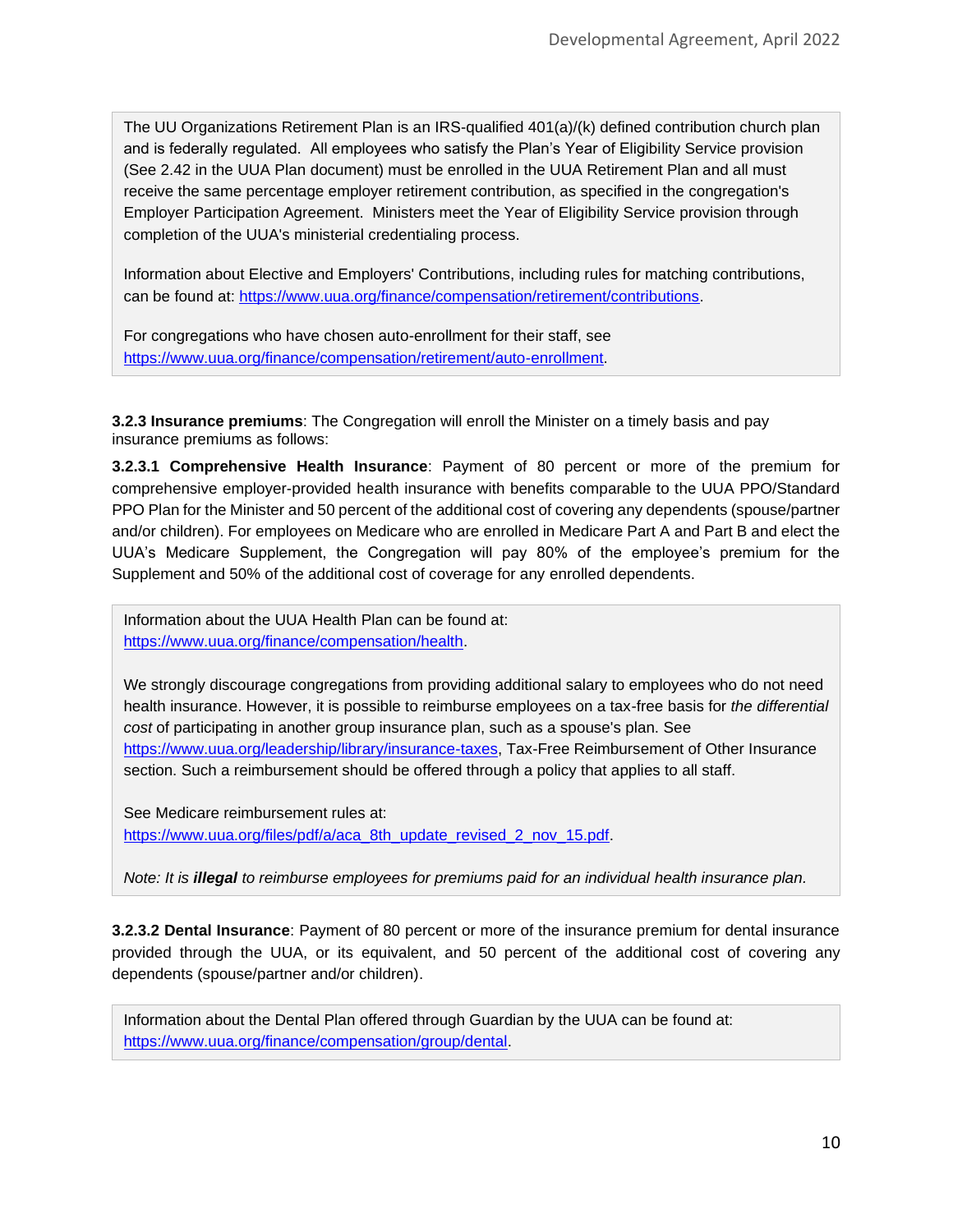The UU Organizations Retirement Plan is an IRS-qualified 401(a)/(k) defined contribution church plan and is federally regulated. All employees who satisfy the Plan's Year of Eligibility Service provision (See 2.42 in the UUA Plan document) must be enrolled in the UUA Retirement Plan and all must receive the same percentage employer retirement contribution, as specified in the congregation's Employer Participation Agreement. Ministers meet the Year of Eligibility Service provision through completion of the UUA's ministerial credentialing process.

Information about Elective and Employers' Contributions, including rules for matching contributions, can be found at: https://www.uua.org/finance/compensation/retirement/contributions.

For congregations who have chosen auto-enrollment for their staff, see https://www.uua.org/finance/compensation/retirement/auto-enrollment.

**3.2.3 Insurance premiums**: The Congregation will enroll the Minister on a timely basis and pay insurance premiums as follows:

**3.2.3.1 Comprehensive Health Insurance**: Payment of 80 percent or more of the premium for comprehensive employer-provided health insurance with benefits comparable to the UUA PPO/Standard PPO Plan for the Minister and 50 percent of the additional cost of covering any dependents (spouse/partner and/or children). For employees on Medicare who are enrolled in Medicare Part A and Part B and elect the UUA's Medicare Supplement, the Congregation will pay 80% of the employee's premium for the Supplement and 50% of the additional cost of coverage for any enrolled dependents.

Information about the UUA Health Plan can be found at: https://www.uua.org/finance/compensation/health.

We strongly discourage congregations from providing additional salary to employees who do not need health insurance. However, it is possible to reimburse employees on a tax-free basis for *the differential cost* of participating in another group insurance plan, such as a spouse's plan. See https://www.uua.org/leadership/library/insurance-taxes, Tax-Free Reimbursement of Other Insurance section. Such a reimbursement should be offered through a policy that applies to all staff.

See Medicare reimbursement rules at: https://www.uua.org/files/pdf/a/aca_8th_update_revised_2_nov_15.pdf.

*Note: It is **illegal** to reimburse employees for premiums paid for an individual health insurance plan.*

**3.2.3.2 Dental Insurance**: Payment of 80 percent or more of the insurance premium for dental insurance provided through the UUA, or its equivalent, and 50 percent of the additional cost of covering any dependents (spouse/partner and/or children).

Information about the Dental Plan offered through Guardian by the UUA can be found at: https://www.uua.org/finance/compensation/group/dental.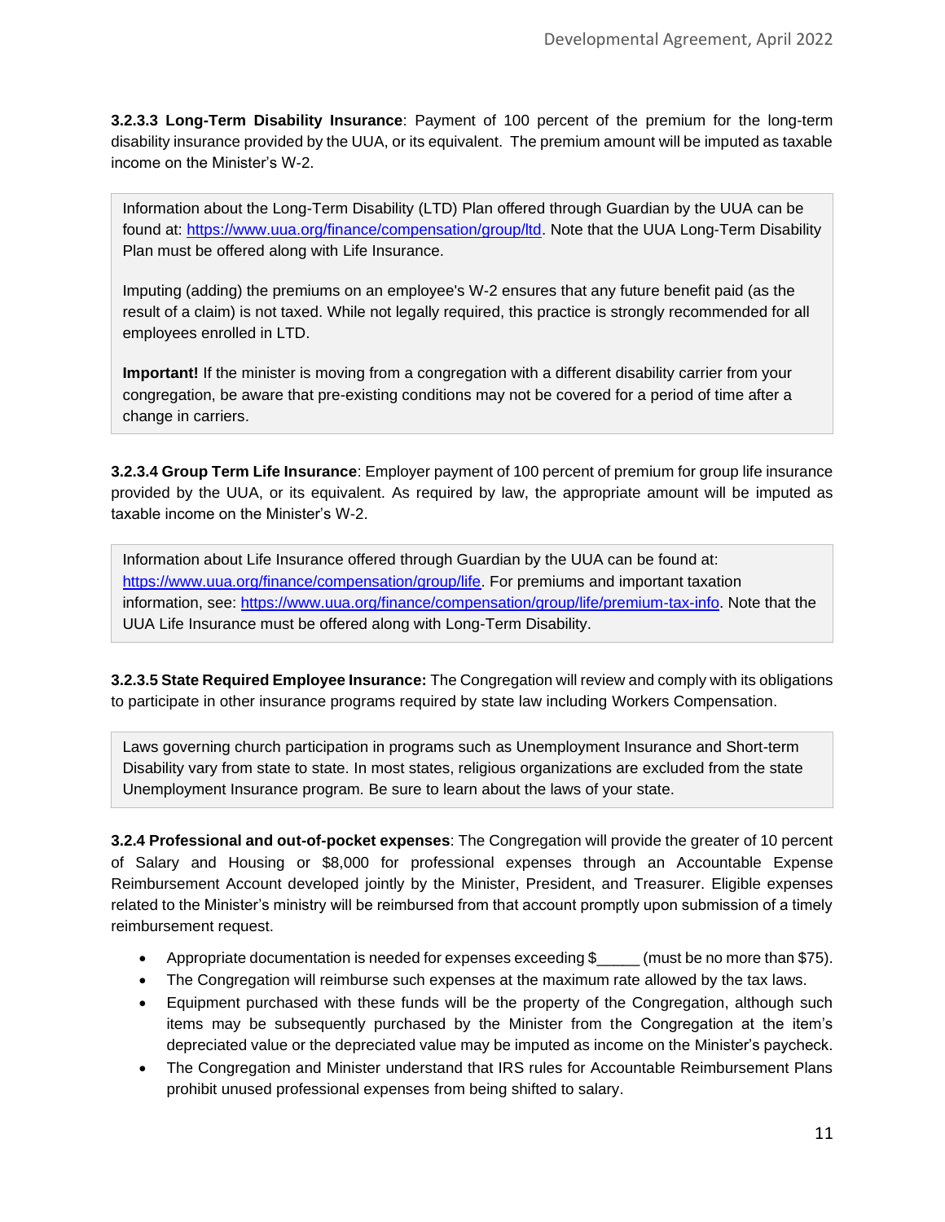**3.2.3.3 Long-Term Disability Insurance**: Payment of 100 percent of the premium for the long-term disability insurance provided by the UUA, or its equivalent. The premium amount will be imputed as taxable income on the Minister's W-2.

> Information about the Long-Term Disability (LTD) Plan offered through Guardian by the UUA can be found at: https://www.uua.org/finance/compensation/group/ltd. Note that the UUA Long-Term Disability Plan must be offered along with Life Insurance.
>
> Imputing (adding) the premiums on an employee's W-2 ensures that any future benefit paid (as the result of a claim) is not taxed. While not legally required, this practice is strongly recommended for all employees enrolled in LTD.
>
> **Important!** If the minister is moving from a congregation with a different disability carrier from your congregation, be aware that pre-existing conditions may not be covered for a period of time after a change in carriers.

**3.2.3.4 Group Term Life Insurance**: Employer payment of 100 percent of premium for group life insurance provided by the UUA, or its equivalent. As required by law, the appropriate amount will be imputed as taxable income on the Minister's W-2.

> Information about Life Insurance offered through Guardian by the UUA can be found at: https://www.uua.org/finance/compensation/group/life. For premiums and important taxation information, see: https://www.uua.org/finance/compensation/group/life/premium-tax-info. Note that the UUA Life Insurance must be offered along with Long-Term Disability.

**3.2.3.5 State Required Employee Insurance:** The Congregation will review and comply with its obligations to participate in other insurance programs required by state law including Workers Compensation.

> Laws governing church participation in programs such as Unemployment Insurance and Short-term Disability vary from state to state. In most states, religious organizations are excluded from the state Unemployment Insurance program. Be sure to learn about the laws of your state.

**3.2.4 Professional and out-of-pocket expenses**: The Congregation will provide the greater of 10 percent of Salary and Housing or $8,000 for professional expenses through an Accountable Expense Reimbursement Account developed jointly by the Minister, President, and Treasurer. Eligible expenses related to the Minister's ministry will be reimbursed from that account promptly upon submission of a timely reimbursement request.

- Appropriate documentation is needed for expenses exceeding $_____ (must be no more than $75).
- The Congregation will reimburse such expenses at the maximum rate allowed by the tax laws.
- Equipment purchased with these funds will be the property of the Congregation, although such items may be subsequently purchased by the Minister from the Congregation at the item's depreciated value or the depreciated value may be imputed as income on the Minister's paycheck.
- The Congregation and Minister understand that IRS rules for Accountable Reimbursement Plans prohibit unused professional expenses from being shifted to salary.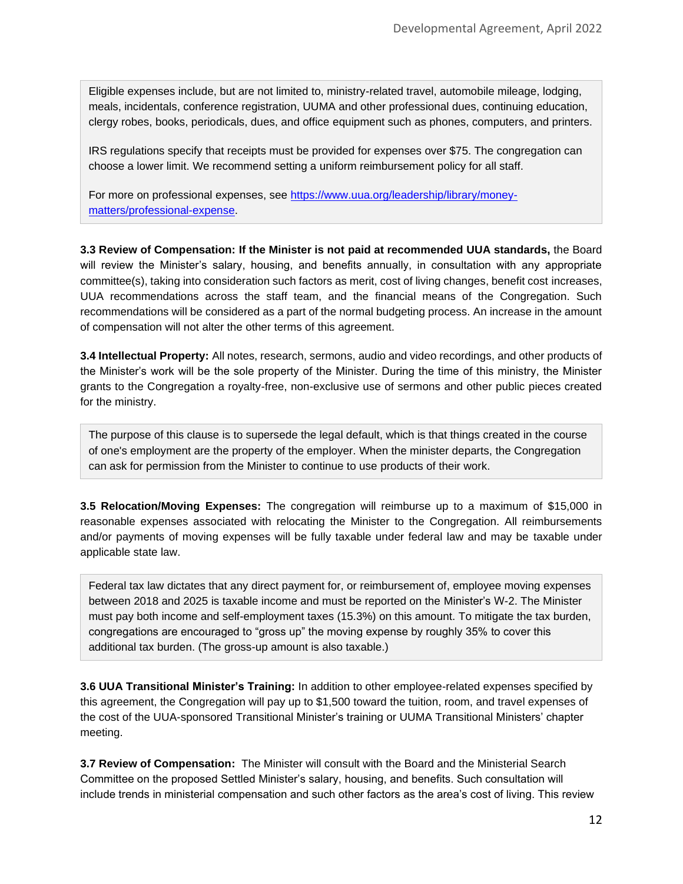> Eligible expenses include, but are not limited to, ministry-related travel, automobile mileage, lodging, meals, incidentals, conference registration, UUMA and other professional dues, continuing education, clergy robes, books, periodicals, dues, and office equipment such as phones, computers, and printers.
>
> IRS regulations specify that receipts must be provided for expenses over $75. The congregation can choose a lower limit. We recommend setting a uniform reimbursement policy for all staff.
>
> For more on professional expenses, see [https://www.uua.org/leadership/library/money-matters/professional-expense](https://www.uua.org/leadership/library/money-matters/professional-expense).

**3.3 Review of Compensation: If the Minister is not paid at recommended UUA standards,** the Board will review the Minister's salary, housing, and benefits annually, in consultation with any appropriate committee(s), taking into consideration such factors as merit, cost of living changes, benefit cost increases, UUA recommendations across the staff team, and the financial means of the Congregation. Such recommendations will be considered as a part of the normal budgeting process. An increase in the amount of compensation will not alter the other terms of this agreement.

**3.4 Intellectual Property:** All notes, research, sermons, audio and video recordings, and other products of the Minister's work will be the sole property of the Minister. During the time of this ministry, the Minister grants to the Congregation a royalty-free, non-exclusive use of sermons and other public pieces created for the ministry.

> The purpose of this clause is to supersede the legal default, which is that things created in the course of one's employment are the property of the employer. When the minister departs, the Congregation can ask for permission from the Minister to continue to use products of their work.

**3.5 Relocation/Moving Expenses:** The congregation will reimburse up to a maximum of $15,000 in reasonable expenses associated with relocating the Minister to the Congregation. All reimbursements and/or payments of moving expenses will be fully taxable under federal law and may be taxable under applicable state law.

> Federal tax law dictates that any direct payment for, or reimbursement of, employee moving expenses between 2018 and 2025 is taxable income and must be reported on the Minister's W-2. The Minister must pay both income and self-employment taxes (15.3%) on this amount. To mitigate the tax burden, congregations are encouraged to "gross up" the moving expense by roughly 35% to cover this additional tax burden. (The gross-up amount is also taxable.)

**3.6 UUA Transitional Minister's Training:** In addition to other employee-related expenses specified by this agreement, the Congregation will pay up to $1,500 toward the tuition, room, and travel expenses of the cost of the UUA-sponsored Transitional Minister's training or UUMA Transitional Ministers' chapter meeting.

**3.7 Review of Compensation:** The Minister will consult with the Board and the Ministerial Search Committee on the proposed Settled Minister's salary, housing, and benefits. Such consultation will include trends in ministerial compensation and such other factors as the area's cost of living. This review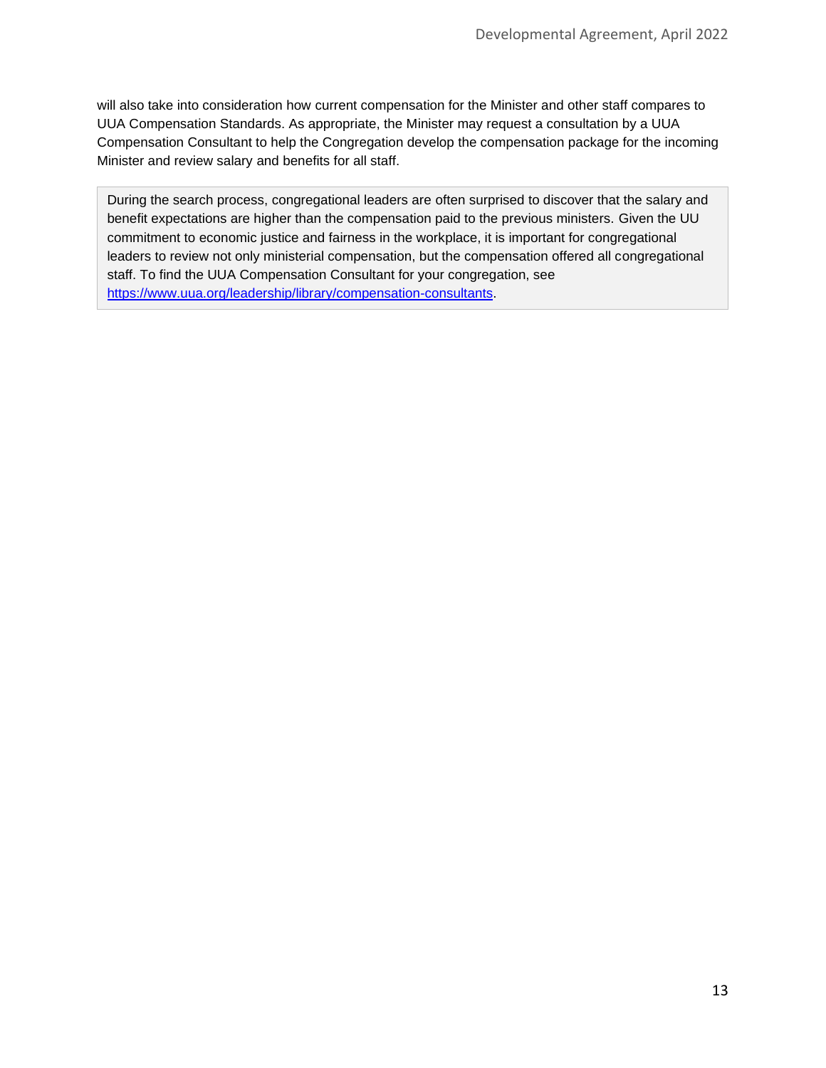will also take into consideration how current compensation for the Minister and other staff compares to UUA Compensation Standards. As appropriate, the Minister may request a consultation by a UUA Compensation Consultant to help the Congregation develop the compensation package for the incoming Minister and review salary and benefits for all staff.

> During the search process, congregational leaders are often surprised to discover that the salary and benefit expectations are higher than the compensation paid to the previous ministers. Given the UU commitment to economic justice and fairness in the workplace, it is important for congregational leaders to review not only ministerial compensation, but the compensation offered all congregational staff. To find the UUA Compensation Consultant for your congregation, see [https://www.uua.org/leadership/library/compensation-consultants](https://www.uua.org/leadership/library/compensation-consultants).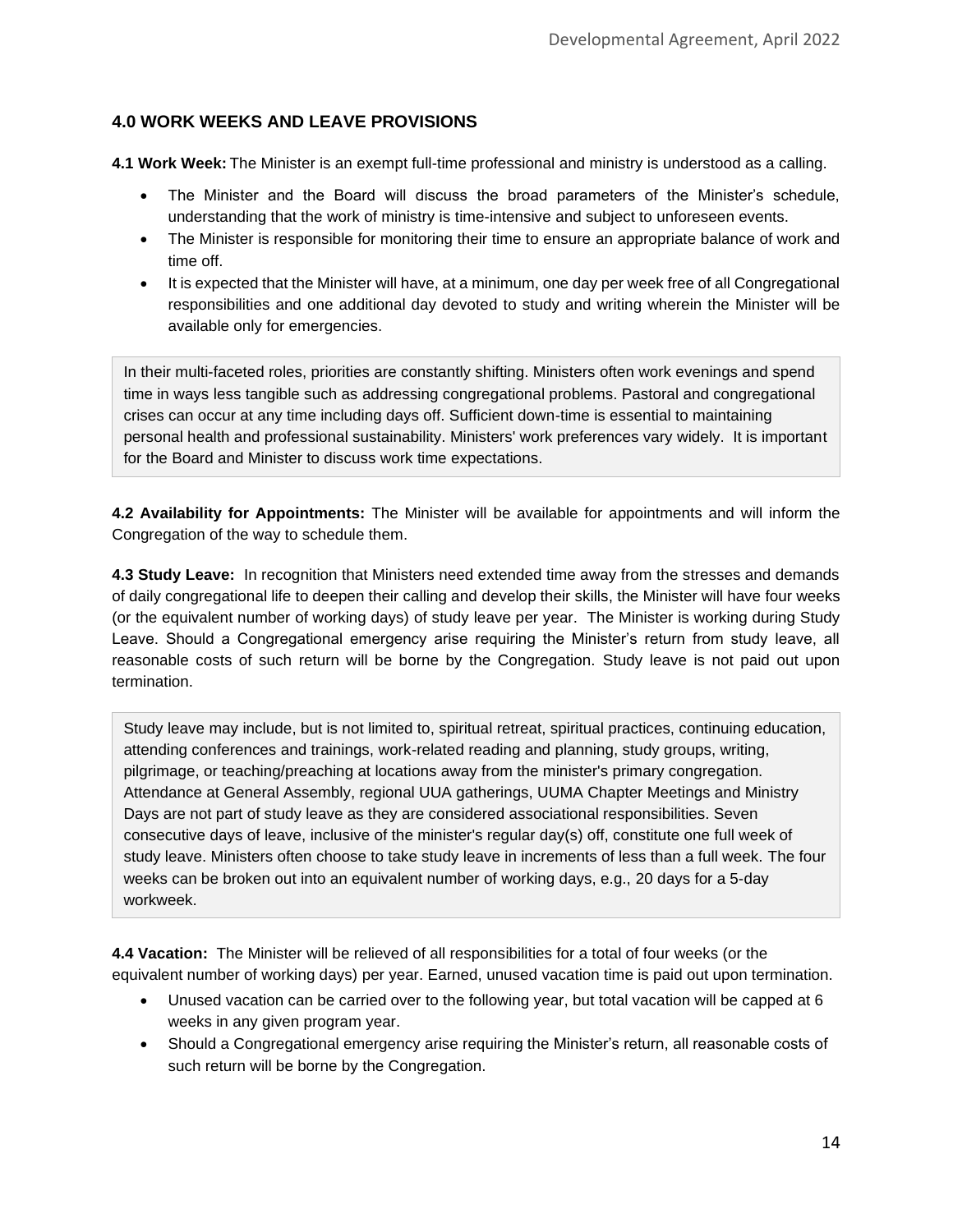## 4.0 WORK WEEKS AND LEAVE PROVISIONS

**4.1 Work Week:** The Minister is an exempt full-time professional and ministry is understood as a calling.

- The Minister and the Board will discuss the broad parameters of the Minister's schedule, understanding that the work of ministry is time-intensive and subject to unforeseen events.
- The Minister is responsible for monitoring their time to ensure an appropriate balance of work and time off.
- It is expected that the Minister will have, at a minimum, one day per week free of all Congregational responsibilities and one additional day devoted to study and writing wherein the Minister will be available only for emergencies.

> In their multi-faceted roles, priorities are constantly shifting. Ministers often work evenings and spend time in ways less tangible such as addressing congregational problems. Pastoral and congregational crises can occur at any time including days off. Sufficient down-time is essential to maintaining personal health and professional sustainability. Ministers' work preferences vary widely. It is important for the Board and Minister to discuss work time expectations.

**4.2 Availability for Appointments:** The Minister will be available for appointments and will inform the Congregation of the way to schedule them.

**4.3 Study Leave:** In recognition that Ministers need extended time away from the stresses and demands of daily congregational life to deepen their calling and develop their skills, the Minister will have four weeks (or the equivalent number of working days) of study leave per year. The Minister is working during Study Leave. Should a Congregational emergency arise requiring the Minister's return from study leave, all reasonable costs of such return will be borne by the Congregation. Study leave is not paid out upon termination.

> Study leave may include, but is not limited to, spiritual retreat, spiritual practices, continuing education, attending conferences and trainings, work-related reading and planning, study groups, writing, pilgrimage, or teaching/preaching at locations away from the minister's primary congregation. Attendance at General Assembly, regional UUA gatherings, UUMA Chapter Meetings and Ministry Days are not part of study leave as they are considered associational responsibilities. Seven consecutive days of leave, inclusive of the minister's regular day(s) off, constitute one full week of study leave. Ministers often choose to take study leave in increments of less than a full week. The four weeks can be broken out into an equivalent number of working days, e.g., 20 days for a 5-day workweek.

**4.4 Vacation:** The Minister will be relieved of all responsibilities for a total of four weeks (or the equivalent number of working days) per year. Earned, unused vacation time is paid out upon termination.

- Unused vacation can be carried over to the following year, but total vacation will be capped at 6 weeks in any given program year.
- Should a Congregational emergency arise requiring the Minister's return, all reasonable costs of such return will be borne by the Congregation.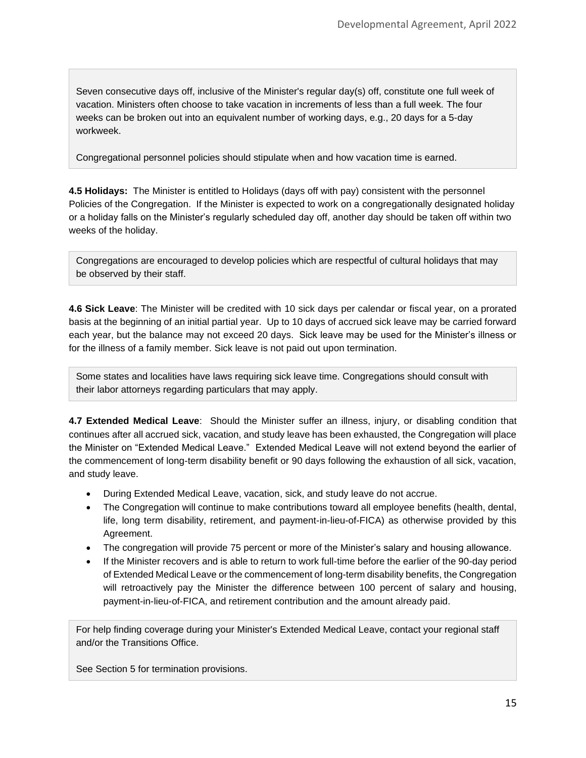Seven consecutive days off, inclusive of the Minister's regular day(s) off, constitute one full week of vacation. Ministers often choose to take vacation in increments of less than a full week. The four weeks can be broken out into an equivalent number of working days, e.g., 20 days for a 5-day workweek.

Congregational personnel policies should stipulate when and how vacation time is earned.

**4.5 Holidays:** The Minister is entitled to Holidays (days off with pay) consistent with the personnel Policies of the Congregation. If the Minister is expected to work on a congregationally designated holiday or a holiday falls on the Minister's regularly scheduled day off, another day should be taken off within two weeks of the holiday.

Congregations are encouraged to develop policies which are respectful of cultural holidays that may be observed by their staff.

**4.6 Sick Leave**: The Minister will be credited with 10 sick days per calendar or fiscal year, on a prorated basis at the beginning of an initial partial year. Up to 10 days of accrued sick leave may be carried forward each year, but the balance may not exceed 20 days. Sick leave may be used for the Minister's illness or for the illness of a family member. Sick leave is not paid out upon termination.

Some states and localities have laws requiring sick leave time. Congregations should consult with their labor attorneys regarding particulars that may apply.

**4.7 Extended Medical Leave**: Should the Minister suffer an illness, injury, or disabling condition that continues after all accrued sick, vacation, and study leave has been exhausted, the Congregation will place the Minister on "Extended Medical Leave." Extended Medical Leave will not extend beyond the earlier of the commencement of long-term disability benefit or 90 days following the exhaustion of all sick, vacation, and study leave.

- During Extended Medical Leave, vacation, sick, and study leave do not accrue.
- The Congregation will continue to make contributions toward all employee benefits (health, dental, life, long term disability, retirement, and payment-in-lieu-of-FICA) as otherwise provided by this Agreement.
- The congregation will provide 75 percent or more of the Minister's salary and housing allowance.
- If the Minister recovers and is able to return to work full-time before the earlier of the 90-day period of Extended Medical Leave or the commencement of long-term disability benefits, the Congregation will retroactively pay the Minister the difference between 100 percent of salary and housing, payment-in-lieu-of-FICA, and retirement contribution and the amount already paid.

For help finding coverage during your Minister's Extended Medical Leave, contact your regional staff and/or the Transitions Office.

See Section 5 for termination provisions.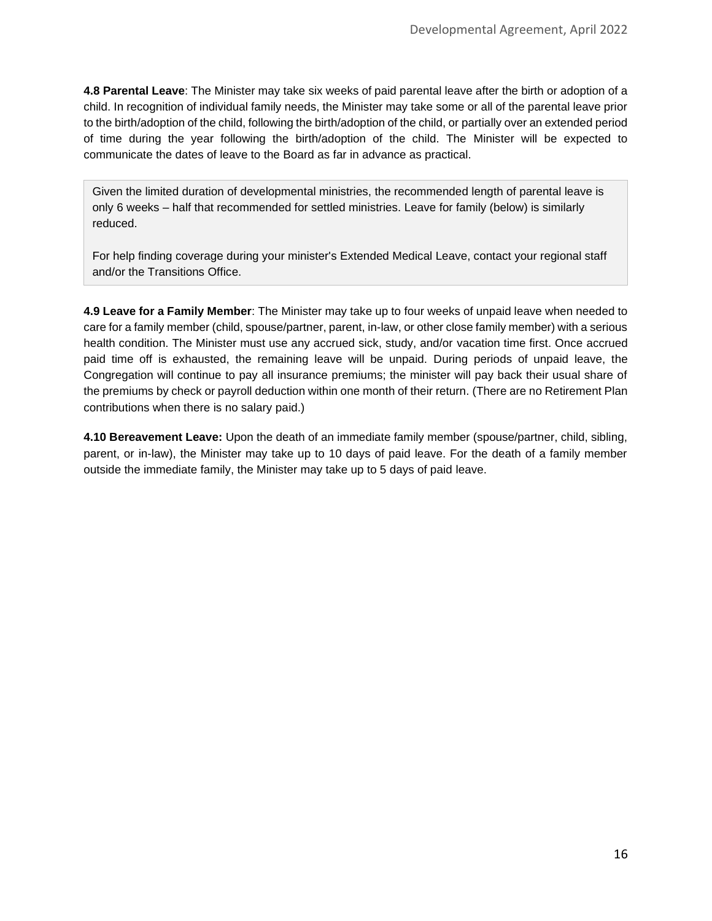**4.8 Parental Leave**: The Minister may take six weeks of paid parental leave after the birth or adoption of a child. In recognition of individual family needs, the Minister may take some or all of the parental leave prior to the birth/adoption of the child, following the birth/adoption of the child, or partially over an extended period of time during the year following the birth/adoption of the child. The Minister will be expected to communicate the dates of leave to the Board as far in advance as practical.

> Given the limited duration of developmental ministries, the recommended length of parental leave is only 6 weeks – half that recommended for settled ministries. Leave for family (below) is similarly reduced.
>
> For help finding coverage during your minister's Extended Medical Leave, contact your regional staff and/or the Transitions Office.

**4.9 Leave for a Family Member**: The Minister may take up to four weeks of unpaid leave when needed to care for a family member (child, spouse/partner, parent, in-law, or other close family member) with a serious health condition. The Minister must use any accrued sick, study, and/or vacation time first. Once accrued paid time off is exhausted, the remaining leave will be unpaid. During periods of unpaid leave, the Congregation will continue to pay all insurance premiums; the minister will pay back their usual share of the premiums by check or payroll deduction within one month of their return. (There are no Retirement Plan contributions when there is no salary paid.)

**4.10 Bereavement Leave:** Upon the death of an immediate family member (spouse/partner, child, sibling, parent, or in-law), the Minister may take up to 10 days of paid leave. For the death of a family member outside the immediate family, the Minister may take up to 5 days of paid leave.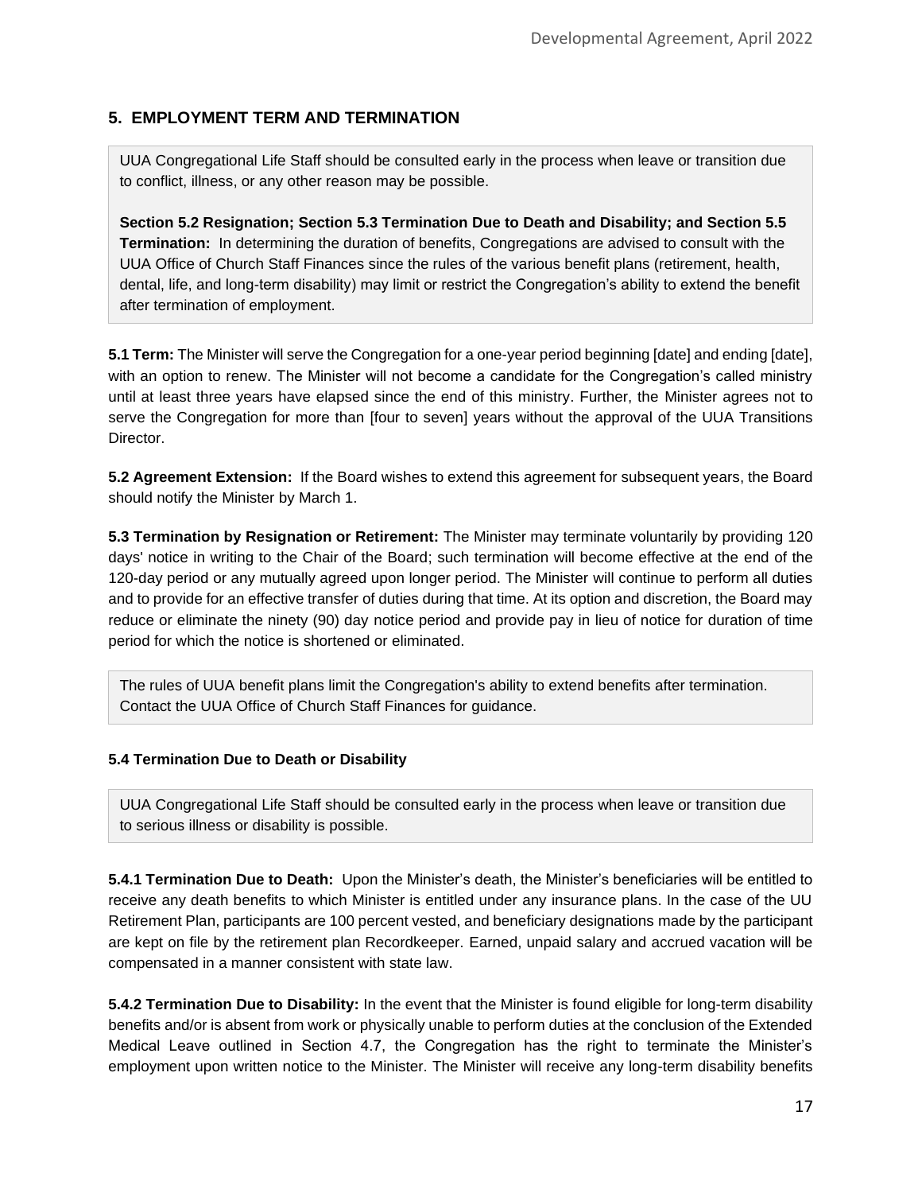## 5. EMPLOYMENT TERM AND TERMINATION

> UUA Congregational Life Staff should be consulted early in the process when leave or transition due to conflict, illness, or any other reason may be possible.
>
> **Section 5.2 Resignation; Section 5.3 Termination Due to Death and Disability; and Section 5.5 Termination:** In determining the duration of benefits, Congregations are advised to consult with the UUA Office of Church Staff Finances since the rules of the various benefit plans (retirement, health, dental, life, and long-term disability) may limit or restrict the Congregation's ability to extend the benefit after termination of employment.

**5.1 Term:** The Minister will serve the Congregation for a one-year period beginning [date] and ending [date], with an option to renew. The Minister will not become a candidate for the Congregation's called ministry until at least three years have elapsed since the end of this ministry. Further, the Minister agrees not to serve the Congregation for more than [four to seven] years without the approval of the UUA Transitions Director.

**5.2 Agreement Extension:** If the Board wishes to extend this agreement for subsequent years, the Board should notify the Minister by March 1.

**5.3 Termination by Resignation or Retirement:** The Minister may terminate voluntarily by providing 120 days' notice in writing to the Chair of the Board; such termination will become effective at the end of the 120-day period or any mutually agreed upon longer period. The Minister will continue to perform all duties and to provide for an effective transfer of duties during that time. At its option and discretion, the Board may reduce or eliminate the ninety (90) day notice period and provide pay in lieu of notice for duration of time period for which the notice is shortened or eliminated.

> The rules of UUA benefit plans limit the Congregation's ability to extend benefits after termination. Contact the UUA Office of Church Staff Finances for guidance.

#### 5.4 Termination Due to Death or Disability

> UUA Congregational Life Staff should be consulted early in the process when leave or transition due to serious illness or disability is possible.

**5.4.1 Termination Due to Death:** Upon the Minister's death, the Minister's beneficiaries will be entitled to receive any death benefits to which Minister is entitled under any insurance plans. In the case of the UU Retirement Plan, participants are 100 percent vested, and beneficiary designations made by the participant are kept on file by the retirement plan Recordkeeper. Earned, unpaid salary and accrued vacation will be compensated in a manner consistent with state law.

**5.4.2 Termination Due to Disability:** In the event that the Minister is found eligible for long-term disability benefits and/or is absent from work or physically unable to perform duties at the conclusion of the Extended Medical Leave outlined in Section 4.7, the Congregation has the right to terminate the Minister's employment upon written notice to the Minister. The Minister will receive any long-term disability benefits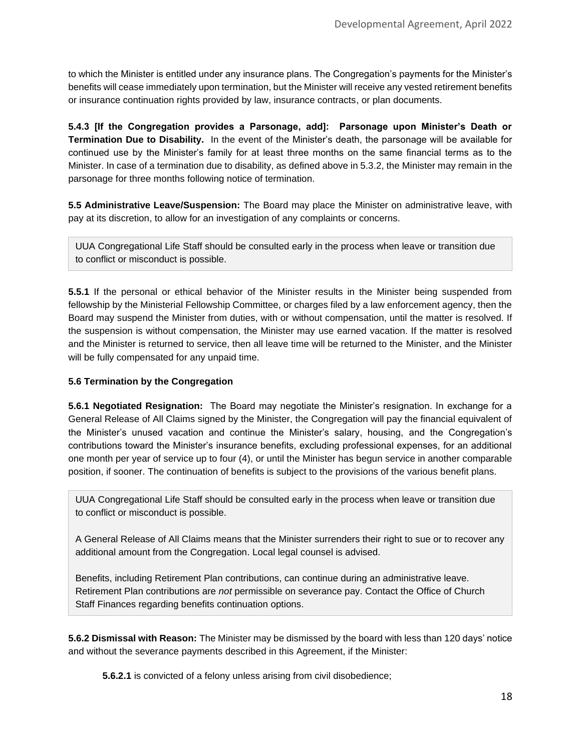to which the Minister is entitled under any insurance plans. The Congregation's payments for the Minister's benefits will cease immediately upon termination, but the Minister will receive any vested retirement benefits or insurance continuation rights provided by law, insurance contracts, or plan documents.

**5.4.3 [If the Congregation provides a Parsonage, add]: Parsonage upon Minister's Death or Termination Due to Disability.** In the event of the Minister's death, the parsonage will be available for continued use by the Minister's family for at least three months on the same financial terms as to the Minister. In case of a termination due to disability, as defined above in 5.3.2, the Minister may remain in the parsonage for three months following notice of termination.

**5.5 Administrative Leave/Suspension:** The Board may place the Minister on administrative leave, with pay at its discretion, to allow for an investigation of any complaints or concerns.

> UUA Congregational Life Staff should be consulted early in the process when leave or transition due to conflict or misconduct is possible.

**5.5.1** If the personal or ethical behavior of the Minister results in the Minister being suspended from fellowship by the Ministerial Fellowship Committee, or charges filed by a law enforcement agency, then the Board may suspend the Minister from duties, with or without compensation, until the matter is resolved. If the suspension is without compensation, the Minister may use earned vacation. If the matter is resolved and the Minister is returned to service, then all leave time will be returned to the Minister, and the Minister will be fully compensated for any unpaid time.

**5.6 Termination by the Congregation**

**5.6.1 Negotiated Resignation:** The Board may negotiate the Minister's resignation. In exchange for a General Release of All Claims signed by the Minister, the Congregation will pay the financial equivalent of the Minister's unused vacation and continue the Minister's salary, housing, and the Congregation's contributions toward the Minister's insurance benefits, excluding professional expenses, for an additional one month per year of service up to four (4), or until the Minister has begun service in another comparable position, if sooner. The continuation of benefits is subject to the provisions of the various benefit plans.

> UUA Congregational Life Staff should be consulted early in the process when leave or transition due to conflict or misconduct is possible.
>
> A General Release of All Claims means that the Minister surrenders their right to sue or to recover any additional amount from the Congregation. Local legal counsel is advised.
>
> Benefits, including Retirement Plan contributions, can continue during an administrative leave. Retirement Plan contributions are *not* permissible on severance pay. Contact the Office of Church Staff Finances regarding benefits continuation options.

**5.6.2 Dismissal with Reason:** The Minister may be dismissed by the board with less than 120 days' notice and without the severance payments described in this Agreement, if the Minister:

**5.6.2.1** is convicted of a felony unless arising from civil disobedience;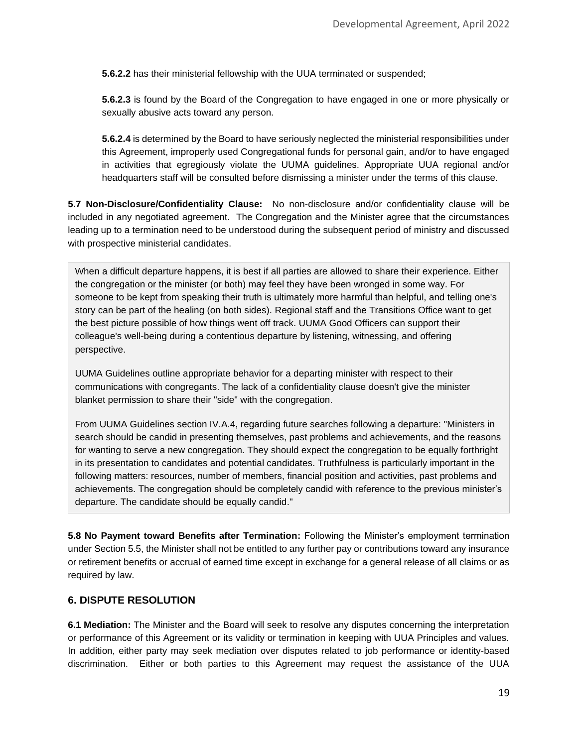**5.6.2.2** has their ministerial fellowship with the UUA terminated or suspended;

**5.6.2.3** is found by the Board of the Congregation to have engaged in one or more physically or sexually abusive acts toward any person.

**5.6.2.4** is determined by the Board to have seriously neglected the ministerial responsibilities under this Agreement, improperly used Congregational funds for personal gain, and/or to have engaged in activities that egregiously violate the UUMA guidelines. Appropriate UUA regional and/or headquarters staff will be consulted before dismissing a minister under the terms of this clause.

**5.7 Non-Disclosure/Confidentiality Clause:** No non-disclosure and/or confidentiality clause will be included in any negotiated agreement. The Congregation and the Minister agree that the circumstances leading up to a termination need to be understood during the subsequent period of ministry and discussed with prospective ministerial candidates.

> When a difficult departure happens, it is best if all parties are allowed to share their experience. Either the congregation or the minister (or both) may feel they have been wronged in some way. For someone to be kept from speaking their truth is ultimately more harmful than helpful, and telling one's story can be part of the healing (on both sides). Regional staff and the Transitions Office want to get the best picture possible of how things went off track. UUMA Good Officers can support their colleague's well-being during a contentious departure by listening, witnessing, and offering perspective.
>
> UUMA Guidelines outline appropriate behavior for a departing minister with respect to their communications with congregants. The lack of a confidentiality clause doesn't give the minister blanket permission to share their "side" with the congregation.
>
> From UUMA Guidelines section IV.A.4, regarding future searches following a departure: "Ministers in search should be candid in presenting themselves, past problems and achievements, and the reasons for wanting to serve a new congregation. They should expect the congregation to be equally forthright in its presentation to candidates and potential candidates. Truthfulness is particularly important in the following matters: resources, number of members, financial position and activities, past problems and achievements. The congregation should be completely candid with reference to the previous minister's departure. The candidate should be equally candid."

**5.8 No Payment toward Benefits after Termination:** Following the Minister's employment termination under Section 5.5, the Minister shall not be entitled to any further pay or contributions toward any insurance or retirement benefits or accrual of earned time except in exchange for a general release of all claims or as required by law.

## 6. DISPUTE RESOLUTION

**6.1 Mediation:** The Minister and the Board will seek to resolve any disputes concerning the interpretation or performance of this Agreement or its validity or termination in keeping with UUA Principles and values. In addition, either party may seek mediation over disputes related to job performance or identity-based discrimination. Either or both parties to this Agreement may request the assistance of the UUA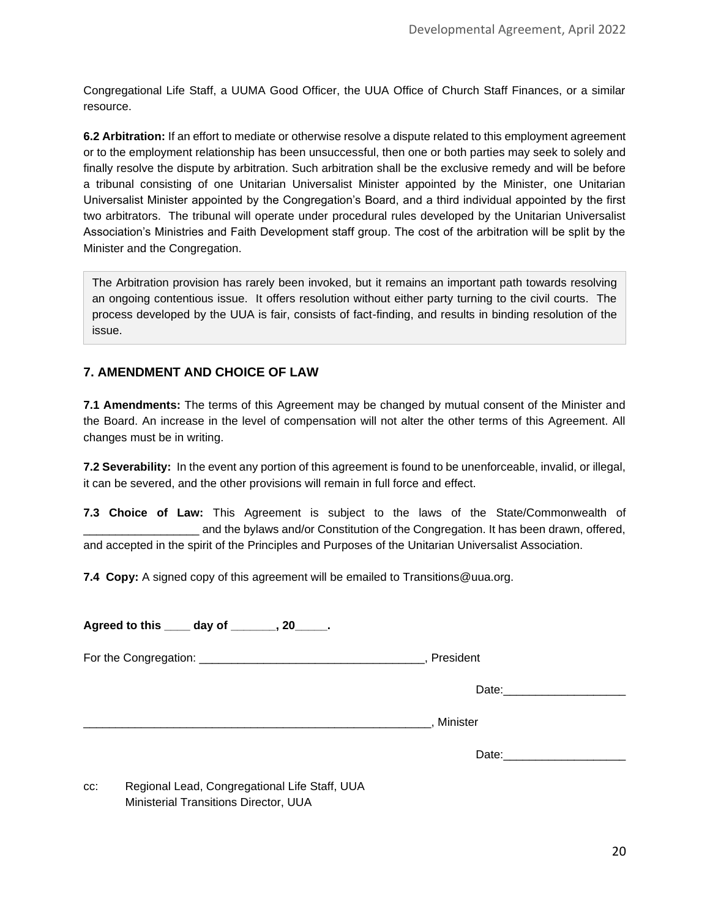Congregational Life Staff, a UUMA Good Officer, the UUA Office of Church Staff Finances, or a similar resource.

**6.2 Arbitration:** If an effort to mediate or otherwise resolve a dispute related to this employment agreement or to the employment relationship has been unsuccessful, then one or both parties may seek to solely and finally resolve the dispute by arbitration. Such arbitration shall be the exclusive remedy and will be before a tribunal consisting of one Unitarian Universalist Minister appointed by the Minister, one Unitarian Universalist Minister appointed by the Congregation's Board, and a third individual appointed by the first two arbitrators. The tribunal will operate under procedural rules developed by the Unitarian Universalist Association's Ministries and Faith Development staff group. The cost of the arbitration will be split by the Minister and the Congregation.

> The Arbitration provision has rarely been invoked, but it remains an important path towards resolving an ongoing contentious issue. It offers resolution without either party turning to the civil courts. The process developed by the UUA is fair, consists of fact-finding, and results in binding resolution of the issue.

## 7. AMENDMENT AND CHOICE OF LAW

**7.1 Amendments:** The terms of this Agreement may be changed by mutual consent of the Minister and the Board. An increase in the level of compensation will not alter the other terms of this Agreement. All changes must be in writing.

**7.2 Severability:** In the event any portion of this agreement is found to be unenforceable, invalid, or illegal, it can be severed, and the other provisions will remain in full force and effect.

**7.3 Choice of Law:** This Agreement is subject to the laws of the State/Commonwealth of __________________ and the bylaws and/or Constitution of the Congregation. It has been drawn, offered, and accepted in the spirit of the Principles and Purposes of the Unitarian Universalist Association.

**7.4 Copy:** A signed copy of this agreement will be emailed to Transitions@uua.org.

**Agreed to this ____ day of _______, 20_____.**

For the Congregation: ___________________________________, President

Date:___________________

________________________________________________________, Minister

Date:___________________

cc: Regional Lead, Congregational Life Staff, UUA
Ministerial Transitions Director, UUA